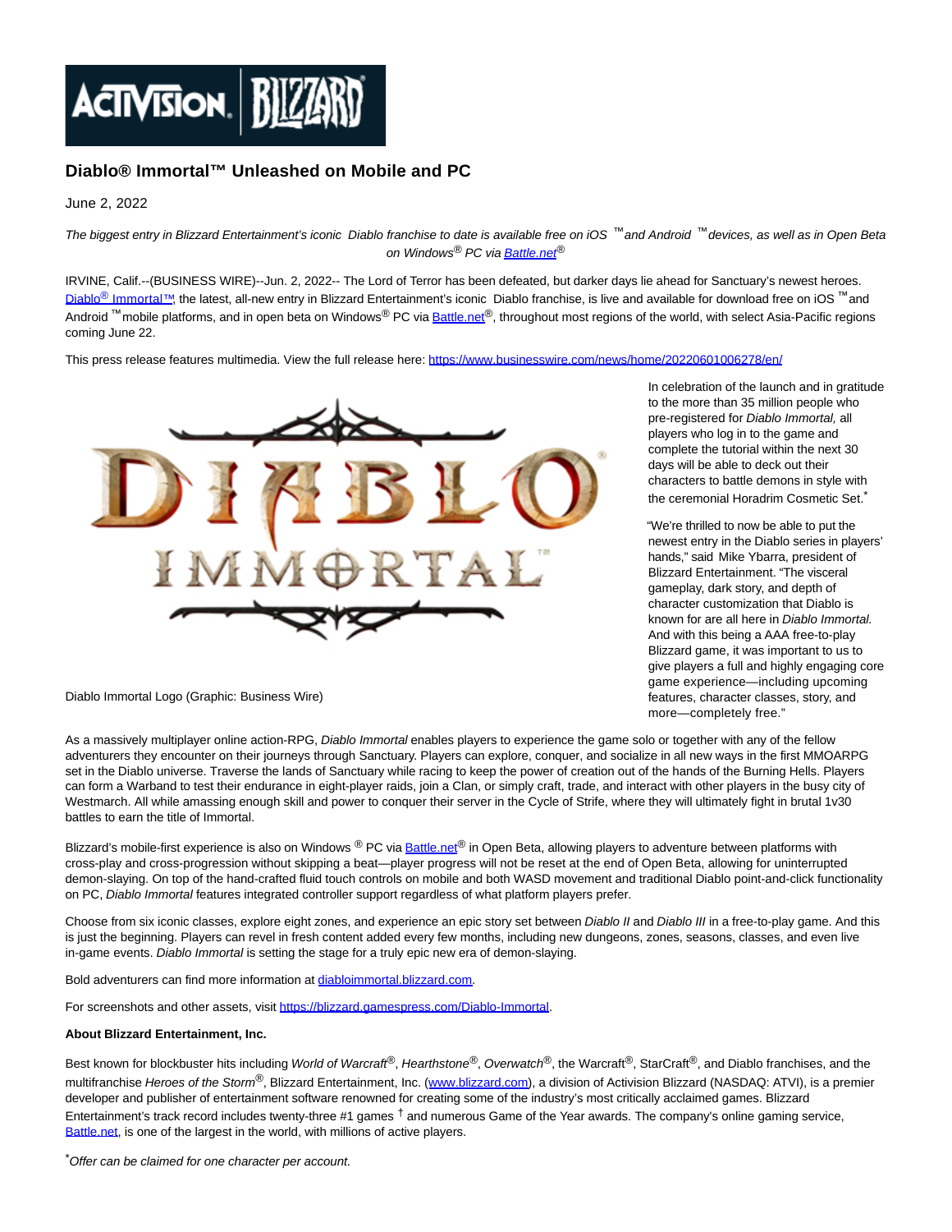## Diablo® Immortal™ Unleashed on Mobile and PC

June 2, 2022

*The biggest entry in Blizzard Entertainment's iconic Diablo franchise to date is available free on iOS ™ and Android ™ devices, as well as in Open Beta on Windows® PC via Battle.net®*

IRVINE, Calif.--(BUSINESS WIRE)--Jun. 2, 2022-- The Lord of Terror has been defeated, but darker days lie ahead for Sanctuary's newest heroes. Diablo® Immortal™, the latest, all-new entry in Blizzard Entertainment's iconic Diablo franchise, is live and available for download free on iOS ™ and Android ™ mobile platforms, and in open beta on Windows® PC via Battle.net®, throughout most regions of the world, with select Asia-Pacific regions coming June 22.

This press release features multimedia. View the full release here: https://www.businesswire.com/news/home/20220601006278/en/

Diablo Immortal Logo (Graphic: Business Wire)

In celebration of the launch and in gratitude to the more than 35 million people who pre-registered for *Diablo Immortal,* all players who log in to the game and complete the tutorial within the next 30 days will be able to deck out their characters to battle demons in style with the ceremonial Horadrim Cosmetic Set.*

"We're thrilled to now be able to put the newest entry in the Diablo series in players' hands," said Mike Ybarra, president of Blizzard Entertainment. "The visceral gameplay, dark story, and depth of character customization that Diablo is known for are all here in *Diablo Immortal.* And with this being a AAA free-to-play Blizzard game, it was important to us to give players a full and highly engaging core game experience—including upcoming features, character classes, story, and more—completely free."

As a massively multiplayer online action-RPG, *Diablo Immortal* enables players to experience the game solo or together with any of the fellow adventurers they encounter on their journeys through Sanctuary. Players can explore, conquer, and socialize in all new ways in the first MMOARPG set in the Diablo universe. Traverse the lands of Sanctuary while racing to keep the power of creation out of the hands of the Burning Hells. Players can form a Warband to test their endurance in eight-player raids, join a Clan, or simply craft, trade, and interact with other players in the busy city of Westmarch. All while amassing enough skill and power to conquer their server in the Cycle of Strife, where they will ultimately fight in brutal 1v30 battles to earn the title of Immortal.

Blizzard's mobile-first experience is also on Windows ® PC via Battle.net® in Open Beta, allowing players to adventure between platforms with cross-play and cross-progression without skipping a beat—player progress will not be reset at the end of Open Beta, allowing for uninterrupted demon-slaying. On top of the hand-crafted fluid touch controls on mobile and WASD movement and traditional Diablo point-and-click functionality on PC, *Diablo Immortal* features integrated controller support regardless of what platform players prefer.

Choose from six iconic classes, explore eight zones, and experience an epic story set between *Diablo II* and *Diablo III* in a free-to-play game. And this is just the beginning. Players can revel in fresh content added every few months, including new dungeons, zones, seasons, classes, and even live in-game events. *Diablo Immortal* is setting the stage for a truly epic new era of demon-slaying.

Bold adventurers can find more information at diabloimmortal.blizzard.com.

For screenshots and other assets, visit https://blizzard.gamespress.com/Diablo-Immortal.

**About Blizzard Entertainment, Inc.**

Best known for blockbuster hits including *World of Warcraft*®, *Hearthstone*®, *Overwatch*®, the Warcraft®, StarCraft®, and Diablo franchises, and the multifranchise *Heroes of the Storm*®, Blizzard Entertainment, Inc. (www.blizzard.com), a division of Activision Blizzard (NASDAQ: ATVI), is a premier developer and publisher of entertainment software renowned for creating some of the industry's most critically acclaimed games. Blizzard Entertainment's track record includes twenty-three #1 games † and numerous Game of the Year awards. The company's online gaming service, Battle.net, is one of the largest in the world, with millions of active players.

**Offer can be claimed for one character per account.*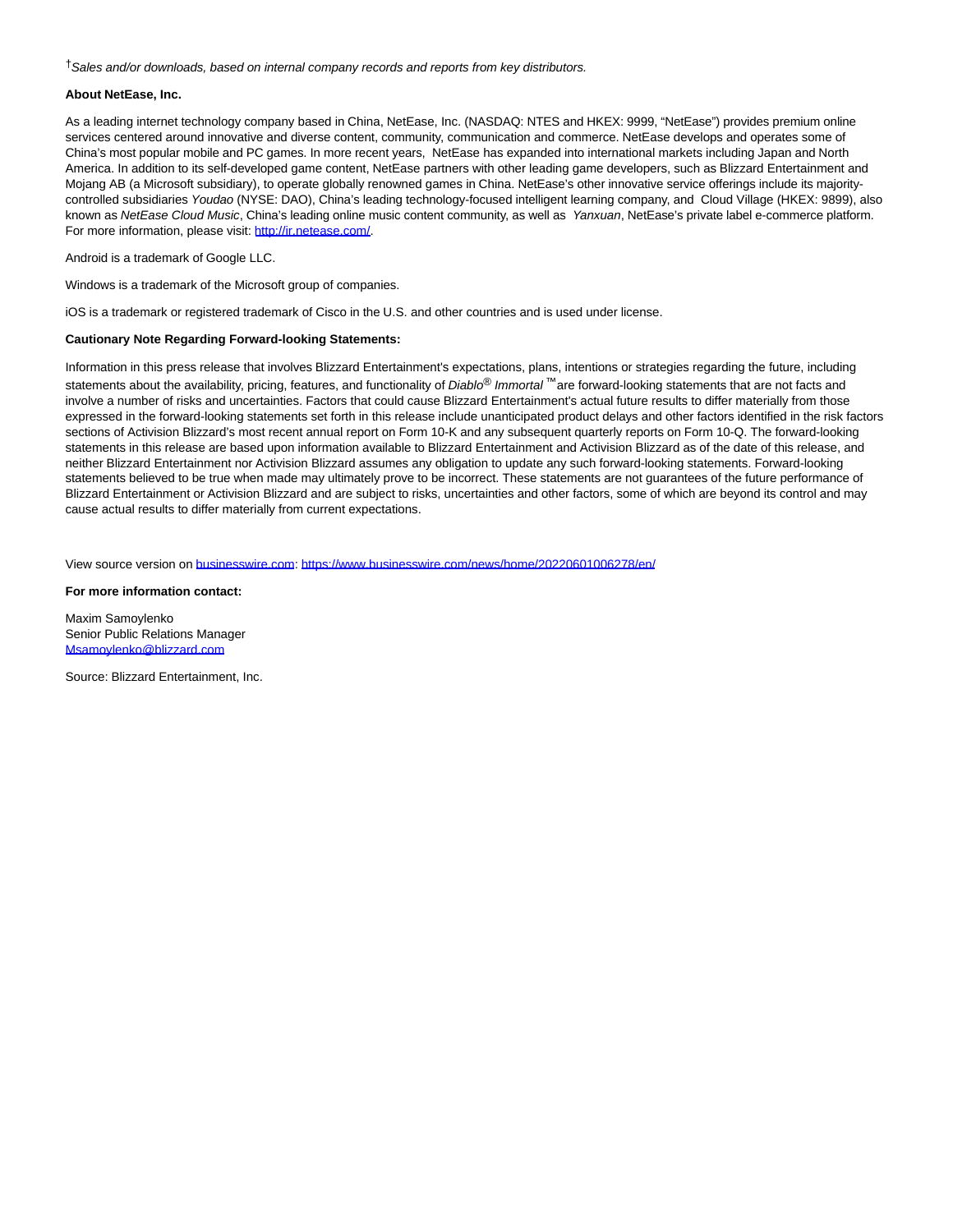†*Sales and/or downloads, based on internal company records and reports from key distributors.*

**About NetEase, Inc.**

As a leading internet technology company based in China, NetEase, Inc. (NASDAQ: NTES and HKEX: 9999, “NetEase”) provides premium online services centered around innovative and diverse content, community, communication and commerce. NetEase develops and operates some of China’s most popular mobile and PC games. In more recent years, NetEase has expanded into international markets including Japan and North America. In addition to its self-developed game content, NetEase partners with other leading game developers, such as Blizzard Entertainment and Mojang AB (a Microsoft subsidiary), to operate globally renowned games in China. NetEase’s other innovative service offerings include its majority-controlled subsidiaries *Youdao* (NYSE: DAO), China’s leading technology-focused intelligent learning company, and Cloud Village (HKEX: 9899), also known as *NetEase Cloud Music*, China’s leading online music content community, as well as *Yanxuan*, NetEase’s private label e-commerce platform. For more information, please visit: http://ir.netease.com/.

Android is a trademark of Google LLC.

Windows is a trademark of the Microsoft group of companies.

iOS is a trademark or registered trademark of Cisco in the U.S. and other countries and is used under license.

**Cautionary Note Regarding Forward-looking Statements:**

Information in this press release that involves Blizzard Entertainment's expectations, plans, intentions or strategies regarding the future, including statements about the availability, pricing, features, and functionality of *Diablo® Immortal* ™ are forward-looking statements that are not facts and involve a number of risks and uncertainties. Factors that could cause Blizzard Entertainment's actual future results to differ materially from those expressed in the forward-looking statements set forth in this release include unanticipated product delays and other factors identified in the risk factors sections of Activision Blizzard’s most recent annual report on Form 10-K and any subsequent quarterly reports on Form 10-Q. The forward-looking statements in this release are based upon information available to Blizzard Entertainment and Activision Blizzard as of the date of this release, and neither Blizzard Entertainment nor Activision Blizzard assumes any obligation to update any such forward-looking statements. Forward-looking statements believed to be true when made may ultimately prove to be incorrect. These statements are not guarantees of the future performance of Blizzard Entertainment or Activision Blizzard and are subject to risks, uncertainties and other factors, some of which are beyond its control and may cause actual results to differ materially from current expectations.

View source version on businesswire.com: https://www.businesswire.com/news/home/20220601006278/en/

**For more information contact:**

Maxim Samoylenko
Senior Public Relations Manager
Msamoylenko@blizzard.com

Source: Blizzard Entertainment, Inc.